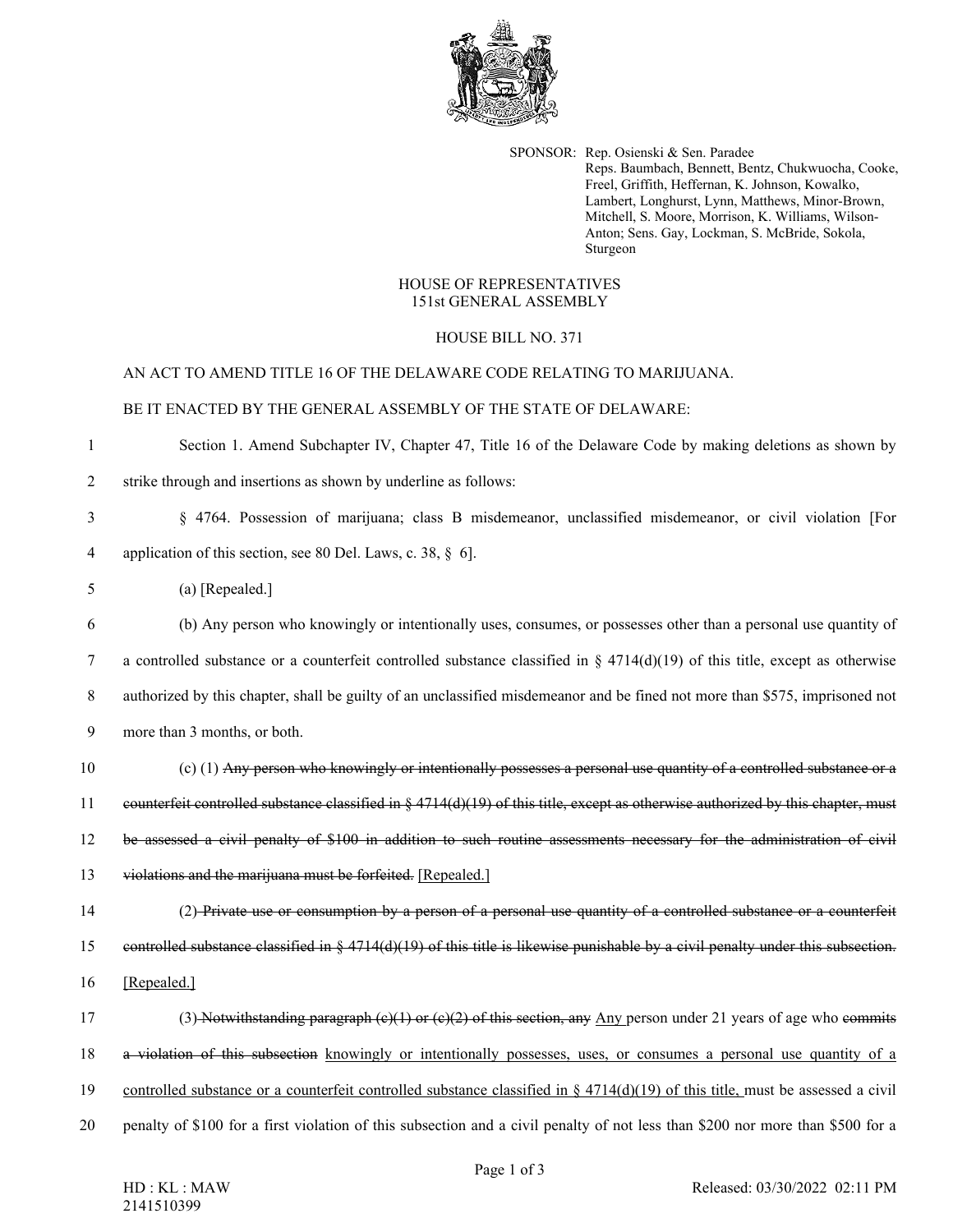SPONSOR: Rep. Osienski & Sen. Paradee
Reps. Baumbach, Bennett, Bentz, Chukwuocha, Cooke, Freel, Griffith, Heffernan, K. Johnson, Kowalko, Lambert, Longhurst, Lynn, Matthews, Minor-Brown, Mitchell, S. Moore, Morrison, K. Williams, Wilson-Anton; Sens. Gay, Lockman, S. McBride, Sokola, Sturgeon

# HOUSE OF REPRESENTATIVES
## 151st GENERAL ASSEMBLY

## HOUSE BILL NO. 371

AN ACT TO AMEND TITLE 16 OF THE DELAWARE CODE RELATING TO MARIJUANA.

BE IT ENACTED BY THE GENERAL ASSEMBLY OF THE STATE OF DELAWARE:

Section 1. Amend Subchapter IV, Chapter 47, Title 16 of the Delaware Code by making deletions as shown by strike through and insertions as shown by underline as follows:

§ 4764. Possession of marijuana; class B misdemeanor, unclassified misdemeanor, or civil violation [For application of this section, see 80 Del. Laws, c. 38, § 6].

(a) [Repealed.]

(b) Any person who knowingly or intentionally uses, consumes, or possesses other than a personal use quantity of a controlled substance or a counterfeit controlled substance classified in § 4714(d)(19) of this title, except as otherwise authorized by this chapter, shall be guilty of an unclassified misdemeanor and be fined not more than $575, imprisoned not more than 3 months, or both.

(c) (1) ~~Any person who knowingly or intentionally possesses a personal use quantity of a controlled substance or a counterfeit controlled substance classified in § 4714(d)(19) of this title, except as otherwise authorized by this chapter, must be assessed a civil penalty of $100 in addition to such routine assessments necessary for the administration of civil violations and the marijuana must be forfeited.~~ <u>[Repealed.]</u>

(2) ~~Private use or consumption by a person of a personal use quantity of a controlled substance or a counterfeit controlled substance classified in § 4714(d)(19) of this title is likewise punishable by a civil penalty under this subsection.~~ <u>[Repealed.]</u>

(3) ~~Notwithstanding paragraph (c)(1) or (c)(2) of this section, any~~ <u>Any</u> person under 21 years of age who ~~commits a violation of this subsection~~ <u>knowingly or intentionally possesses, uses, or consumes a personal use quantity of a controlled substance or a counterfeit controlled substance classified in § 4714(d)(19) of this title,</u> must be assessed a civil penalty of $100 for a first violation of this subsection and a civil penalty of not less than $200 nor more than $500 for a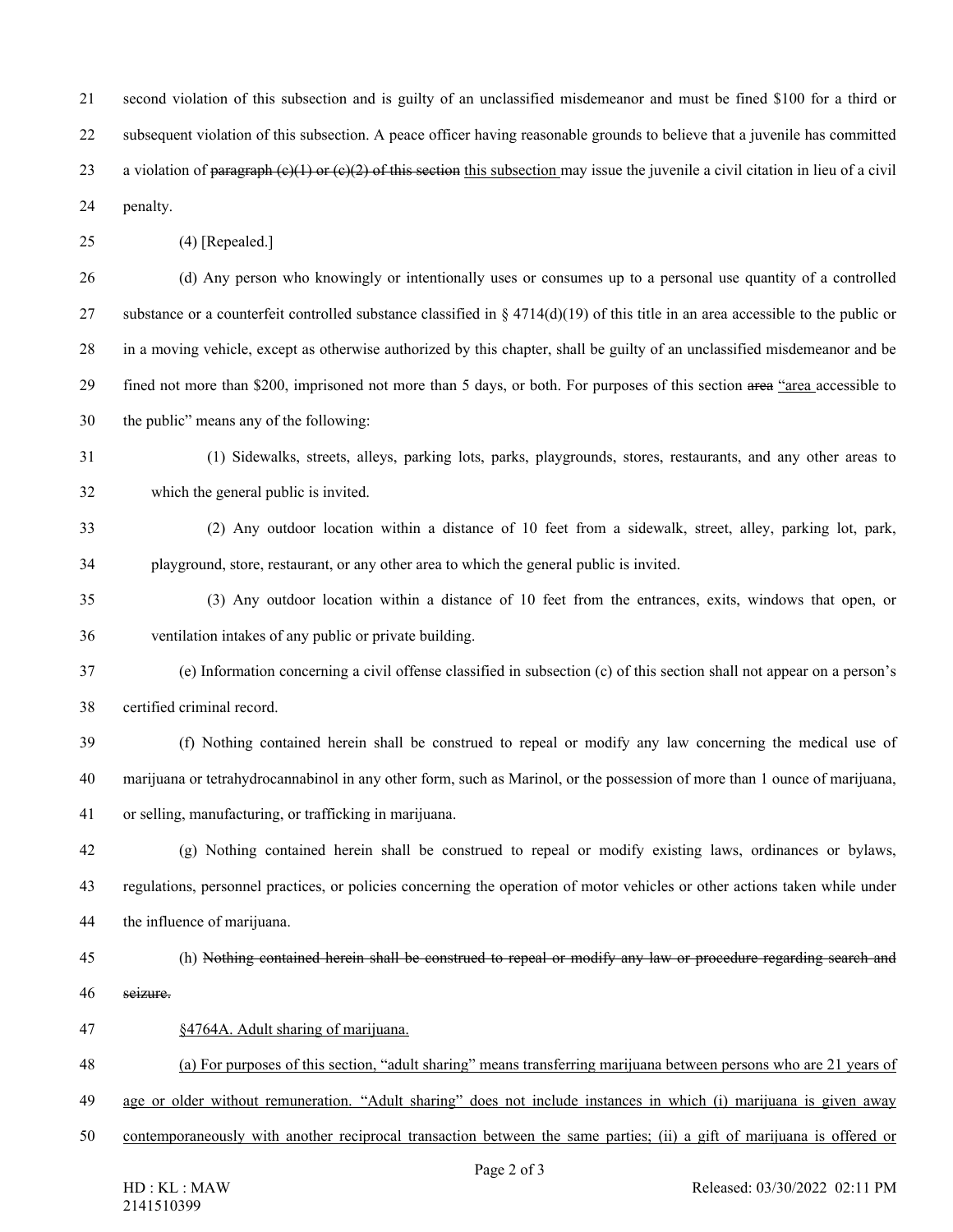second violation of this subsection and is guilty of an unclassified misdemeanor and must be fined $100 for a third or subsequent violation of this subsection. A peace officer having reasonable grounds to believe that a juvenile has committed a violation of ~~paragraph (c)(1) or (c)(2) of this section~~ <u>this subsection</u> may issue the juvenile a civil citation in lieu of a civil penalty.

(4) [Repealed.]

(d) Any person who knowingly or intentionally uses or consumes up to a personal use quantity of a controlled substance or a counterfeit controlled substance classified in § 4714(d)(19) of this title in an area accessible to the public or in a moving vehicle, except as otherwise authorized by this chapter, shall be guilty of an unclassified misdemeanor and be fined not more than $200, imprisoned not more than 5 days, or both. For purposes of this section ~~area~~ <u>"area</u> accessible to the public" means any of the following:

(1) Sidewalks, streets, alleys, parking lots, parks, playgrounds, stores, restaurants, and any other areas to which the general public is invited.

(2) Any outdoor location within a distance of 10 feet from a sidewalk, street, alley, parking lot, park, playground, store, restaurant, or any other area to which the general public is invited.

(3) Any outdoor location within a distance of 10 feet from the entrances, exits, windows that open, or ventilation intakes of any public or private building.

(e) Information concerning a civil offense classified in subsection (c) of this section shall not appear on a person's certified criminal record.

(f) Nothing contained herein shall be construed to repeal or modify any law concerning the medical use of marijuana or tetrahydrocannabinol in any other form, such as Marinol, or the possession of more than 1 ounce of marijuana, or selling, manufacturing, or trafficking in marijuana.

(g) Nothing contained herein shall be construed to repeal or modify existing laws, ordinances or bylaws, regulations, personnel practices, or policies concerning the operation of motor vehicles or other actions taken while under the influence of marijuana.

(h) ~~Nothing contained herein shall be construed to repeal or modify any law or procedure regarding search and seizure.~~

<u>§4764A. Adult sharing of marijuana.</u>

<u>(a) For purposes of this section, "adult sharing" means transferring marijuana between persons who are 21 years of age or older without remuneration. "Adult sharing" does not include instances in which (i) marijuana is given away contemporaneously with another reciprocal transaction between the same parties; (ii) a gift of marijuana is offered or</u>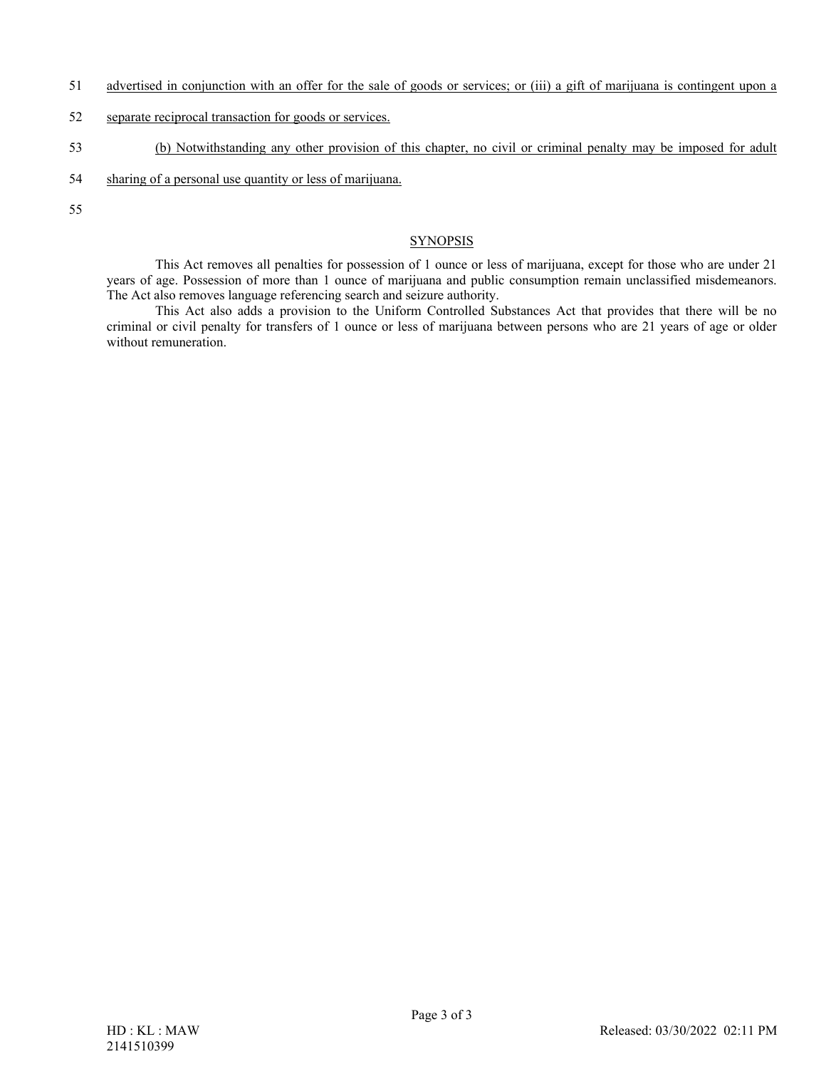51 advertised in conjunction with an offer for the sale of goods or services; or (iii) a gift of marijuana is contingent upon a

52 separate reciprocal transaction for goods or services.

53 (b) Notwithstanding any other provision of this chapter, no civil or criminal penalty may be imposed for adult

54 sharing of a personal use quantity or less of marijuana.

55

## SYNOPSIS

This Act removes all penalties for possession of 1 ounce or less of marijuana, except for those who are under 21 years of age. Possession of more than 1 ounce of marijuana and public consumption remain unclassified misdemeanors. The Act also removes language referencing search and seizure authority.

This Act also adds a provision to the Uniform Controlled Substances Act that provides that there will be no criminal or civil penalty for transfers of 1 ounce or less of marijuana between persons who are 21 years of age or older without remuneration.

HD : KL : MAW
2141510399

Released: 03/30/2022 02:11 PM